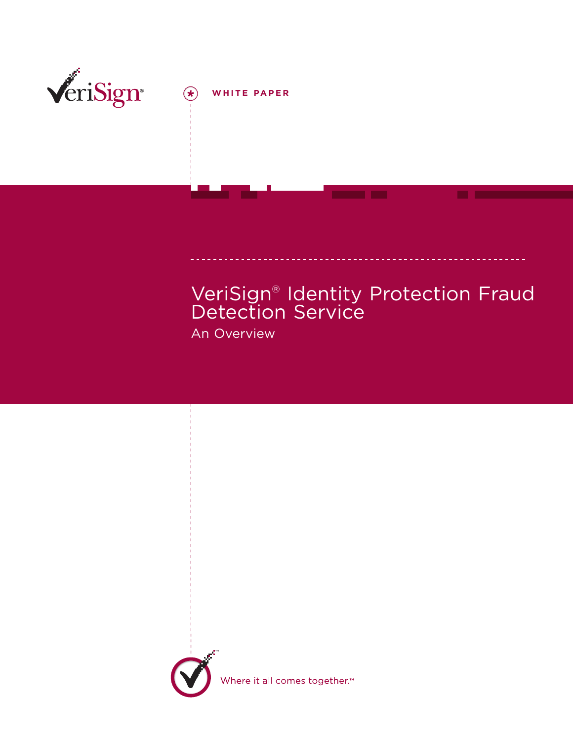VeriSign®

WHITE PAPER

# VeriSign® Identity Protection Fraud Detection Service

## An Overview

Where it all comes together.™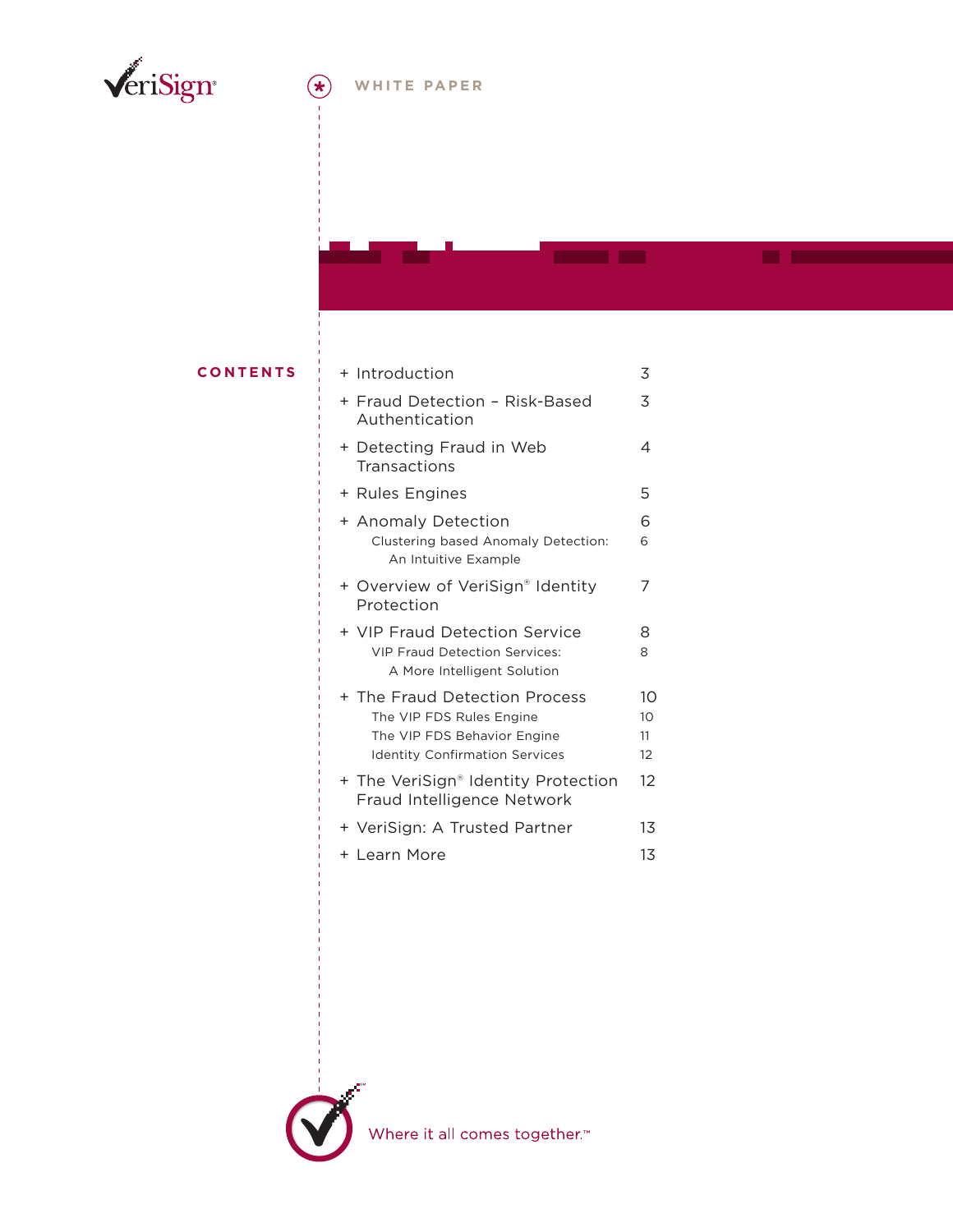WHITE PAPER

## CONTENTS

+ Introduction 3
+ Fraud Detection – Risk-Based Authentication 3
+ Detecting Fraud in Web Transactions 4
+ Rules Engines 5
+ Anomaly Detection 6
  - Clustering based Anomaly Detection: An Intuitive Example 6
+ Overview of VeriSign® Identity Protection 7
+ VIP Fraud Detection Service 8
  - VIP Fraud Detection Services: A More Intelligent Solution 8
+ The Fraud Detection Process 10
  - The VIP FDS Rules Engine 10
  - The VIP FDS Behavior Engine 11
  - Identity Confirmation Services 12
+ The VeriSign® Identity Protection Fraud Intelligence Network 12
+ VeriSign: A Trusted Partner 13
+ Learn More 13

Where it all comes together.™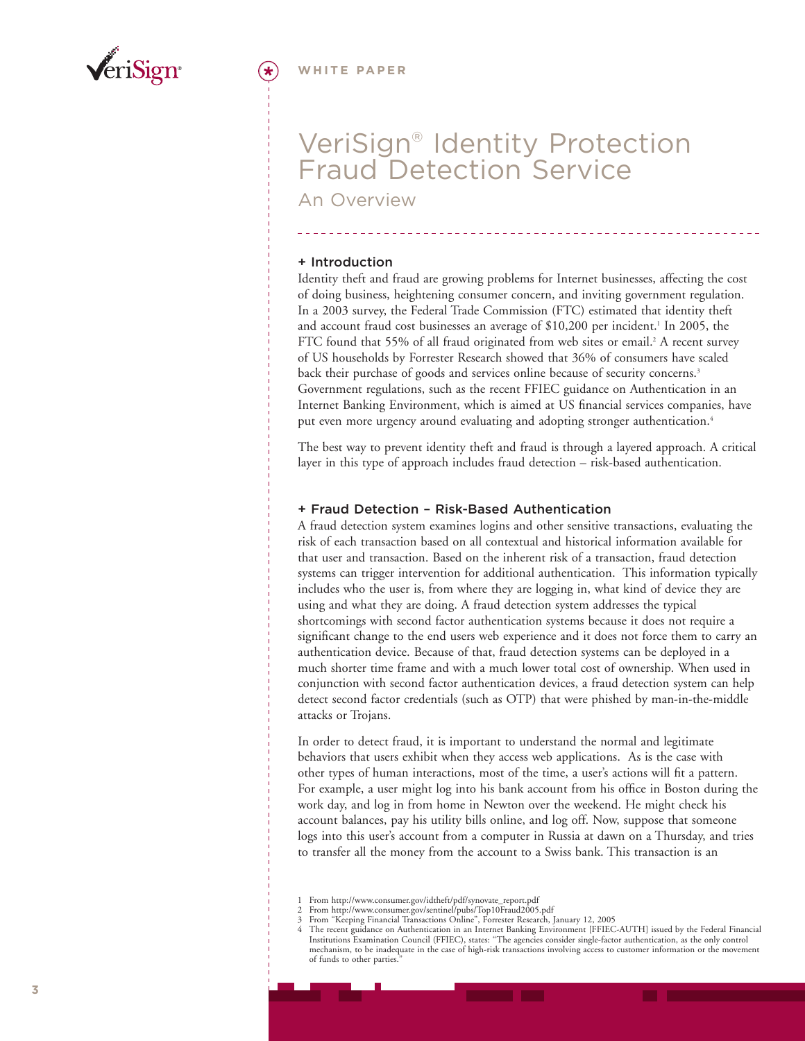WHITE PAPER

# VeriSign® Identity Protection Fraud Detection Service

## An Overview

### + Introduction

Identity theft and fraud are growing problems for Internet businesses, affecting the cost of doing business, heightening consumer concern, and inviting government regulation. In a 2003 survey, the Federal Trade Commission (FTC) estimated that identity theft and account fraud cost businesses an average of $10,200 per incident.[1] In 2005, the FTC found that 55% of all fraud originated from web sites or email.[2] A recent survey of US households by Forrester Research showed that 36% of consumers have scaled back their purchase of goods and services online because of security concerns.[3] Government regulations, such as the recent FFIEC guidance on Authentication in an Internet Banking Environment, which is aimed at US financial services companies, have put even more urgency around evaluating and adopting stronger authentication.[4]

The best way to prevent identity theft and fraud is through a layered approach. A critical layer in this type of approach includes fraud detection – risk-based authentication.

### + Fraud Detection – Risk-Based Authentication

A fraud detection system examines logins and other sensitive transactions, evaluating the risk of each transaction based on all contextual and historical information available for that user and transaction. Based on the inherent risk of a transaction, fraud detection systems can trigger intervention for additional authentication. This information typically includes who the user is, from where they are logging in, what kind of device they are using and what they are doing. A fraud detection system addresses the typical shortcomings with second factor authentication systems because it does not require a significant change to the end users web experience and it does not force them to carry an authentication device. Because of that, fraud detection systems can be deployed in a much shorter time frame and with a much lower total cost of ownership. When used in conjunction with second factor authentication devices, a fraud detection system can help detect second factor credentials (such as OTP) that were phished by man-in-the-middle attacks or Trojans.

In order to detect fraud, it is important to understand the normal and legitimate behaviors that users exhibit when they access web applications. As is the case with other types of human interactions, most of the time, a user's actions will fit a pattern. For example, a user might log into his bank account from his office in Boston during the work day, and log in from home in Newton over the weekend. He might check his account balances, pay his utility bills online, and log off. Now, suppose that someone logs into this user's account from a computer in Russia at dawn on a Thursday, and tries to transfer all the money from the account to a Swiss bank. This transaction is an

1 From http://www.consumer.gov/idtheft/pdf/synovate_report.pdf
2 From http://www.consumer.gov/sentinel/pubs/Top10Fraud2005.pdf
3 From "Keeping Financial Transactions Online", Forrester Research, January 12, 2005
4 The recent guidance on Authentication in an Internet Banking Environment [FFIEC-AUTH] issued by the Federal Financial Institutions Examination Council (FFIEC), states: "The agencies consider single-factor authentication, as the only control mechanism, to be inadequate in the case of high-risk transactions involving access to customer information or the movement of funds to other parties."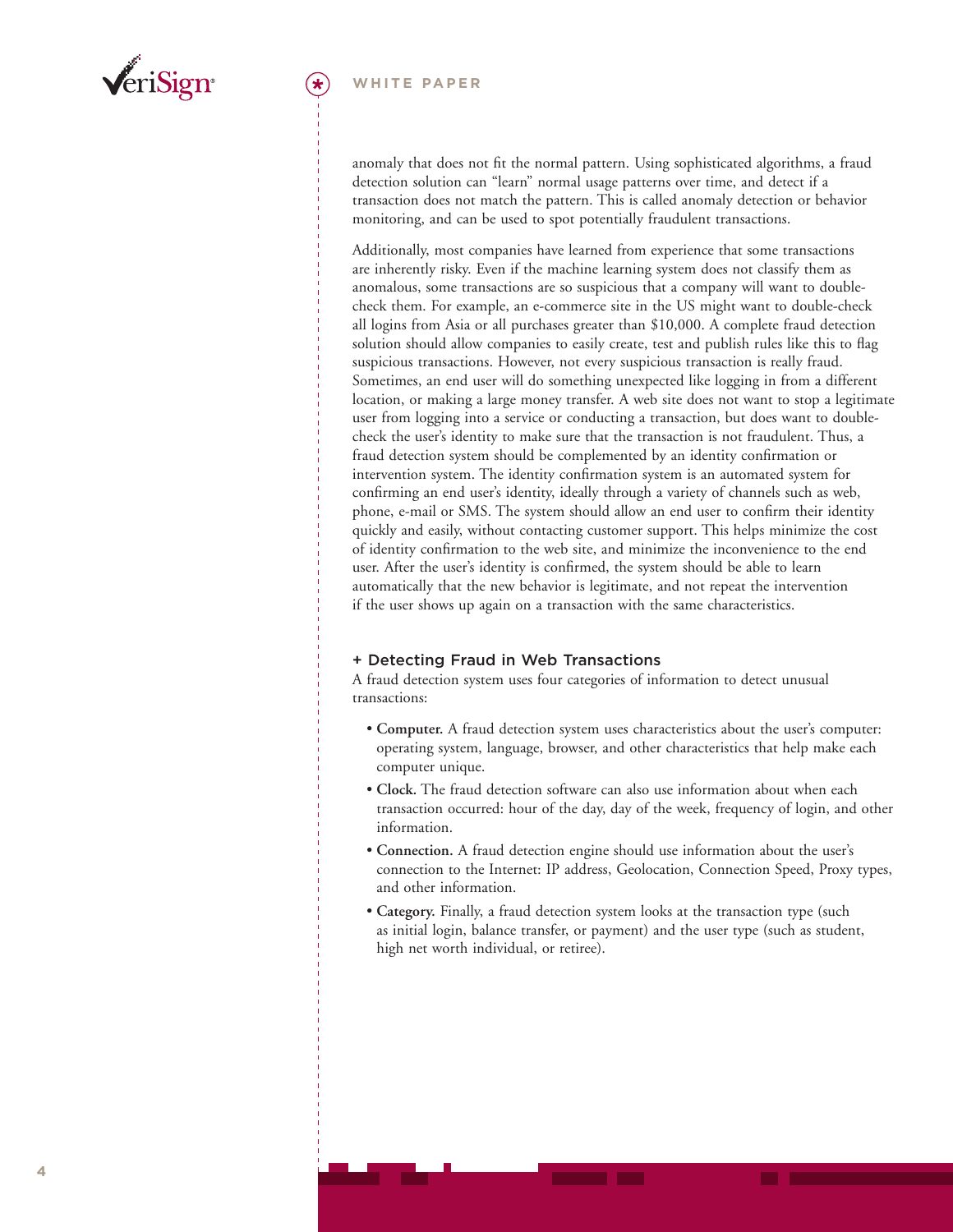anomaly that does not fit the normal pattern. Using sophisticated algorithms, a fraud detection solution can "learn" normal usage patterns over time, and detect if a transaction does not match the pattern. This is called anomaly detection or behavior monitoring, and can be used to spot potentially fraudulent transactions.

Additionally, most companies have learned from experience that some transactions are inherently risky. Even if the machine learning system does not classify them as anomalous, some transactions are so suspicious that a company will want to double-check them. For example, an e-commerce site in the US might want to double-check all logins from Asia or all purchases greater than $10,000. A complete fraud detection solution should allow companies to easily create, test and publish rules like this to flag suspicious transactions. However, not every suspicious transaction is really fraud. Sometimes, an end user will do something unexpected like logging in from a different location, or making a large money transfer. A web site does not want to stop a legitimate user from logging into a service or conducting a transaction, but does want to double-check the user's identity to make sure that the transaction is not fraudulent. Thus, a fraud detection system should be complemented by an identity confirmation or intervention system. The identity confirmation system is an automated system for confirming an end user's identity, ideally through a variety of channels such as web, phone, e-mail or SMS. The system should allow an end user to confirm their identity quickly and easily, without contacting customer support. This helps minimize the cost of identity confirmation to the web site, and minimize the inconvenience to the end user. After the user's identity is confirmed, the system should be able to learn automatically that the new behavior is legitimate, and not repeat the intervention if the user shows up again on a transaction with the same characteristics.

## + Detecting Fraud in Web Transactions

A fraud detection system uses four categories of information to detect unusual transactions:

- **Computer.** A fraud detection system uses characteristics about the user's computer: operating system, language, browser, and other characteristics that help make each computer unique.
- **Clock.** The fraud detection software can also use information about when each transaction occurred: hour of the day, day of the week, frequency of login, and other information.
- **Connection.** A fraud detection engine should use information about the user's connection to the Internet: IP address, Geolocation, Connection Speed, Proxy types, and other information.
- **Category.** Finally, a fraud detection system looks at the transaction type (such as initial login, balance transfer, or payment) and the user type (such as student, high net worth individual, or retiree).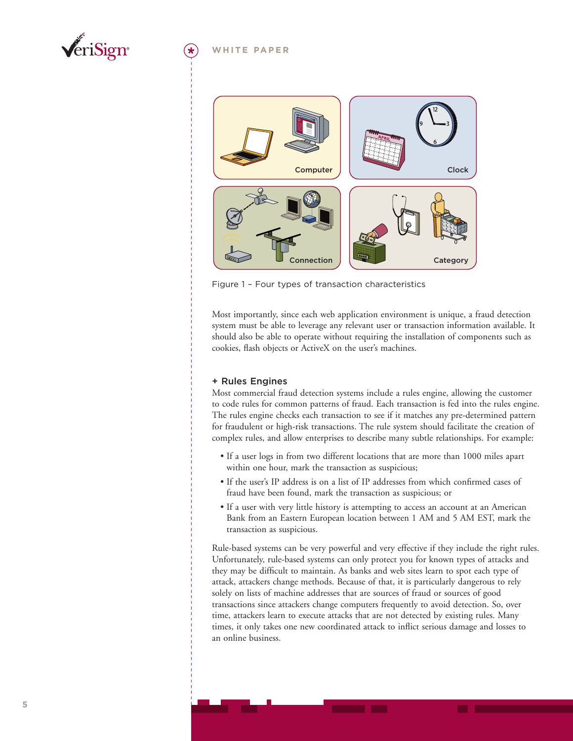Computer

Clock

Connection

Category

Figure 1 – Four types of transaction characteristics

Most importantly, since each web application environment is unique, a fraud detection system must be able to leverage any relevant user or transaction information available. It should also be able to operate without requiring the installation of components such as cookies, flash objects or ActiveX on the user's machines.

### + Rules Engines

Most commercial fraud detection systems include a rules engine, allowing the customer to code rules for common patterns of fraud. Each transaction is fed into the rules engine. The rules engine checks each transaction to see if it matches any pre-determined pattern for fraudulent or high-risk transactions. The rule system should facilitate the creation of complex rules, and allow enterprises to describe many subtle relationships. For example:

- If a user logs in from two different locations that are more than 1000 miles apart within one hour, mark the transaction as suspicious;
- If the user's IP address is on a list of IP addresses from which confirmed cases of fraud have been found, mark the transaction as suspicious; or
- If a user with very little history is attempting to access an account at an American Bank from an Eastern European location between 1 AM and 5 AM EST, mark the transaction as suspicious.

Rule-based systems can be very powerful and very effective if they include the right rules. Unfortunately, rule-based systems can only protect you for known types of attacks and they may be difficult to maintain. As banks and web sites learn to spot each type of attack, attackers change methods. Because of that, it is particularly dangerous to rely solely on lists of machine addresses that are sources of fraud or sources of good transactions since attackers change computers frequently to avoid detection. So, over time, attackers learn to execute attacks that are not detected by existing rules. Many times, it only takes one new coordinated attack to inflict serious damage and losses to an online business.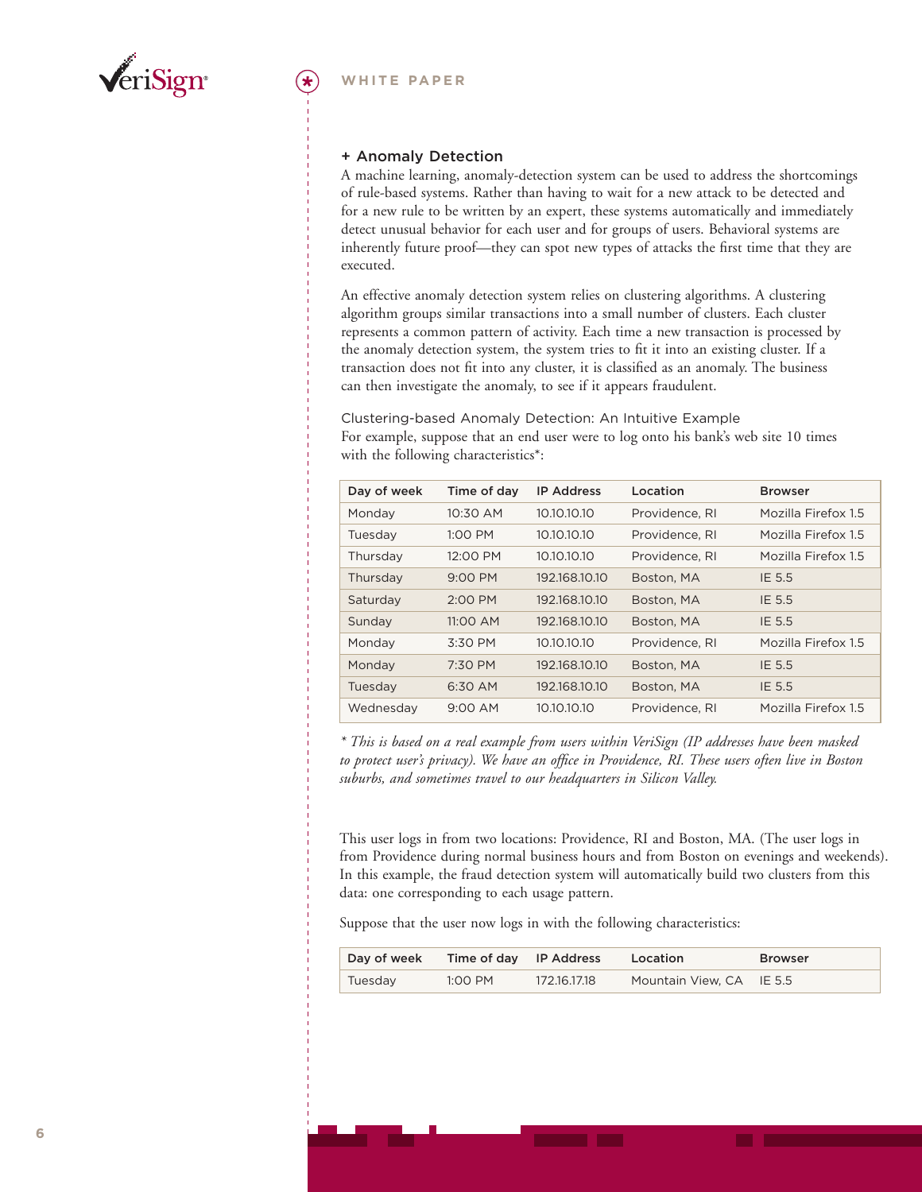## + Anomaly Detection

A machine learning, anomaly-detection system can be used to address the shortcomings of rule-based systems. Rather than having to wait for a new attack to be detected and for a new rule to be written by an expert, these systems automatically and immediately detect unusual behavior for each user and for groups of users. Behavioral systems are inherently future proof—they can spot new types of attacks the first time that they are executed.

An effective anomaly detection system relies on clustering algorithms. A clustering algorithm groups similar transactions into a small number of clusters. Each cluster represents a common pattern of activity. Each time a new transaction is processed by the anomaly detection system, the system tries to fit it into an existing cluster. If a transaction does not fit into any cluster, it is classified as an anomaly. The business can then investigate the anomaly, to see if it appears fraudulent.

### Clustering-based Anomaly Detection: An Intuitive Example

For example, suppose that an end user were to log onto his bank's web site 10 times with the following characteristics*:

| Day of week | Time of day | IP Address | Location | Browser |
|---|---|---|---|---|
| Monday | 10:30 AM | 10.10.10.10 | Providence, RI | Mozilla Firefox 1.5 |
| Tuesday | 1:00 PM | 10.10.10.10 | Providence, RI | Mozilla Firefox 1.5 |
| Thursday | 12:00 PM | 10.10.10.10 | Providence, RI | Mozilla Firefox 1.5 |
| Thursday | 9:00 PM | 192.168.10.10 | Boston, MA | IE 5.5 |
| Saturday | 2:00 PM | 192.168.10.10 | Boston, MA | IE 5.5 |
| Sunday | 11:00 AM | 192.168.10.10 | Boston, MA | IE 5.5 |
| Monday | 3:30 PM | 10.10.10.10 | Providence, RI | Mozilla Firefox 1.5 |
| Monday | 7:30 PM | 192.168.10.10 | Boston, MA | IE 5.5 |
| Tuesday | 6:30 AM | 192.168.10.10 | Boston, MA | IE 5.5 |
| Wednesday | 9:00 AM | 10.10.10.10 | Providence, RI | Mozilla Firefox 1.5 |

*\* This is based on a real example from users within VeriSign (IP addresses have been masked to protect user's privacy). We have an office in Providence, RI. These users often live in Boston suburbs, and sometimes travel to our headquarters in Silicon Valley.*

This user logs in from two locations: Providence, RI and Boston, MA. (The user logs in from Providence during normal business hours and from Boston on evenings and weekends). In this example, the fraud detection system will automatically build two clusters from this data: one corresponding to each usage pattern.

Suppose that the user now logs in with the following characteristics:

| Day of week | Time of day | IP Address | Location | Browser |
|---|---|---|---|---|
| Tuesday | 1:00 PM | 172.16.17.18 | Mountain View, CA | IE 5.5 |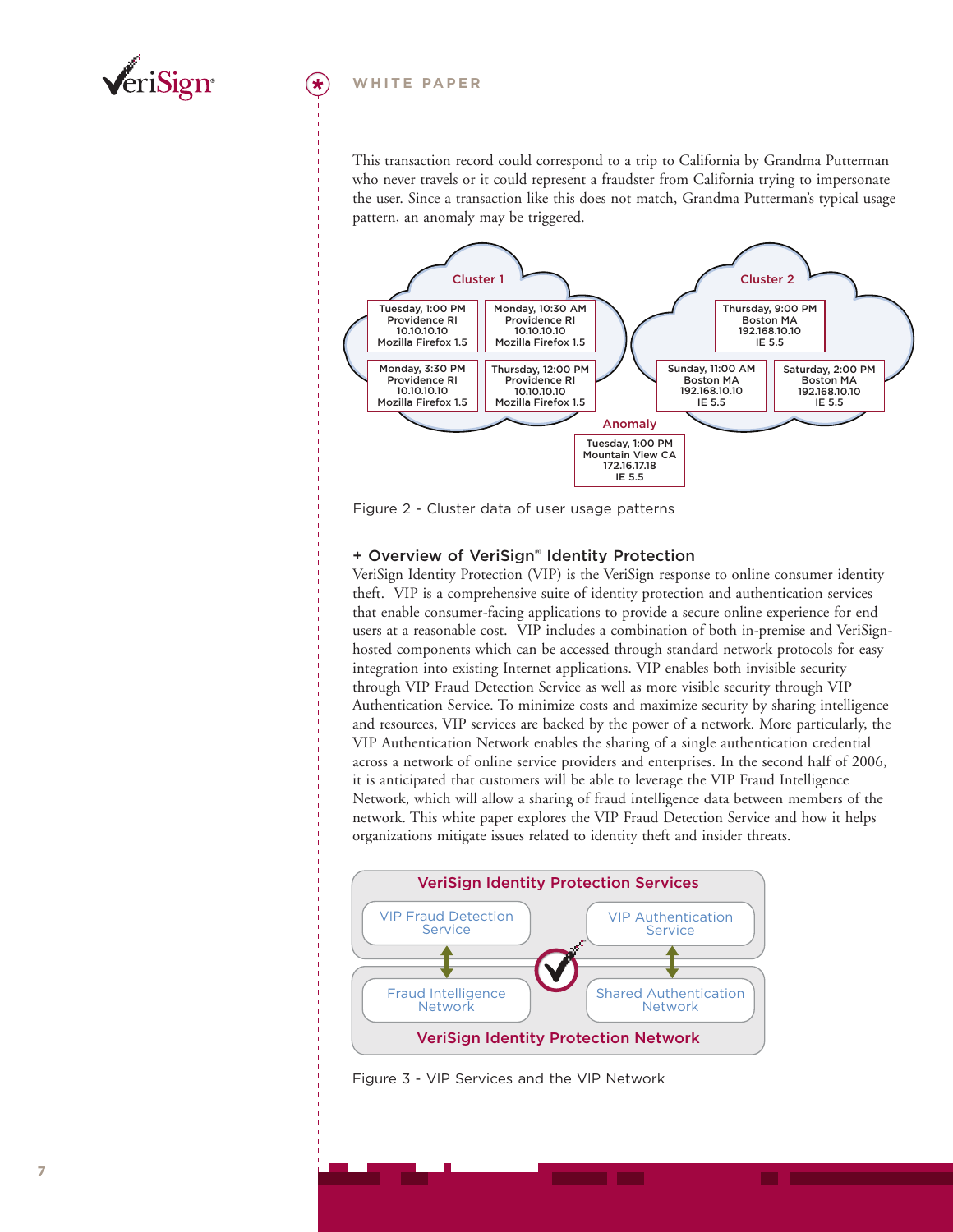This transaction record could correspond to a trip to California by Grandma Putterman who never travels or it could represent a fraudster from California trying to impersonate the user. Since a transaction like this does not match, Grandma Putterman's typical usage pattern, an anomaly may be triggered.

Cluster 1

Tuesday, 1:00 PM
Providence RI
10.10.10.10
Mozilla Firefox 1.5

Monday, 10:30 AM
Providence RI
10.10.10.10
Mozilla Firefox 1.5

Monday, 3:30 PM
Providence RI
10.10.10.10
Mozilla Firefox 1.5

Thursday, 12:00 PM
Providence RI
10.10.10.10
Mozilla Firefox 1.5

Cluster 2

Thursday, 9:00 PM
Boston MA
192.168.10.10
IE 5.5

Sunday, 11:00 AM
Boston MA
192.168.10.10
IE 5.5

Saturday, 2:00 PM
Boston MA
192.168.10.10
IE 5.5

Anomaly

Tuesday, 1:00 PM
Mountain View CA
172.16.17.18
IE 5.5

Figure 2 - Cluster data of user usage patterns

## + Overview of VeriSign® Identity Protection

VeriSign Identity Protection (VIP) is the VeriSign response to online consumer identity theft. VIP is a comprehensive suite of identity protection and authentication services that enable consumer-facing applications to provide a secure online experience for end users at a reasonable cost. VIP includes a combination of both in-premise and VeriSign-hosted components which can be accessed through standard network protocols for easy integration into existing Internet applications. VIP enables both invisible security through VIP Fraud Detection Service as well as more visible security through VIP Authentication Service. To minimize costs and maximize security by sharing intelligence and resources, VIP services are backed by the power of a network. More particularly, the VIP Authentication Network enables the sharing of a single authentication credential across a network of online service providers and enterprises. In the second half of 2006, it is anticipated that customers will be able to leverage the VIP Fraud Intelligence Network, which will allow a sharing of fraud intelligence data between members of the network. This white paper explores the VIP Fraud Detection Service and how it helps organizations mitigate issues related to identity theft and insider threats.

VeriSign Identity Protection Services

VIP Fraud Detection Service

VIP Authentication Service

Fraud Intelligence Network

Shared Authentication Network

VeriSign Identity Protection Network

Figure 3 - VIP Services and the VIP Network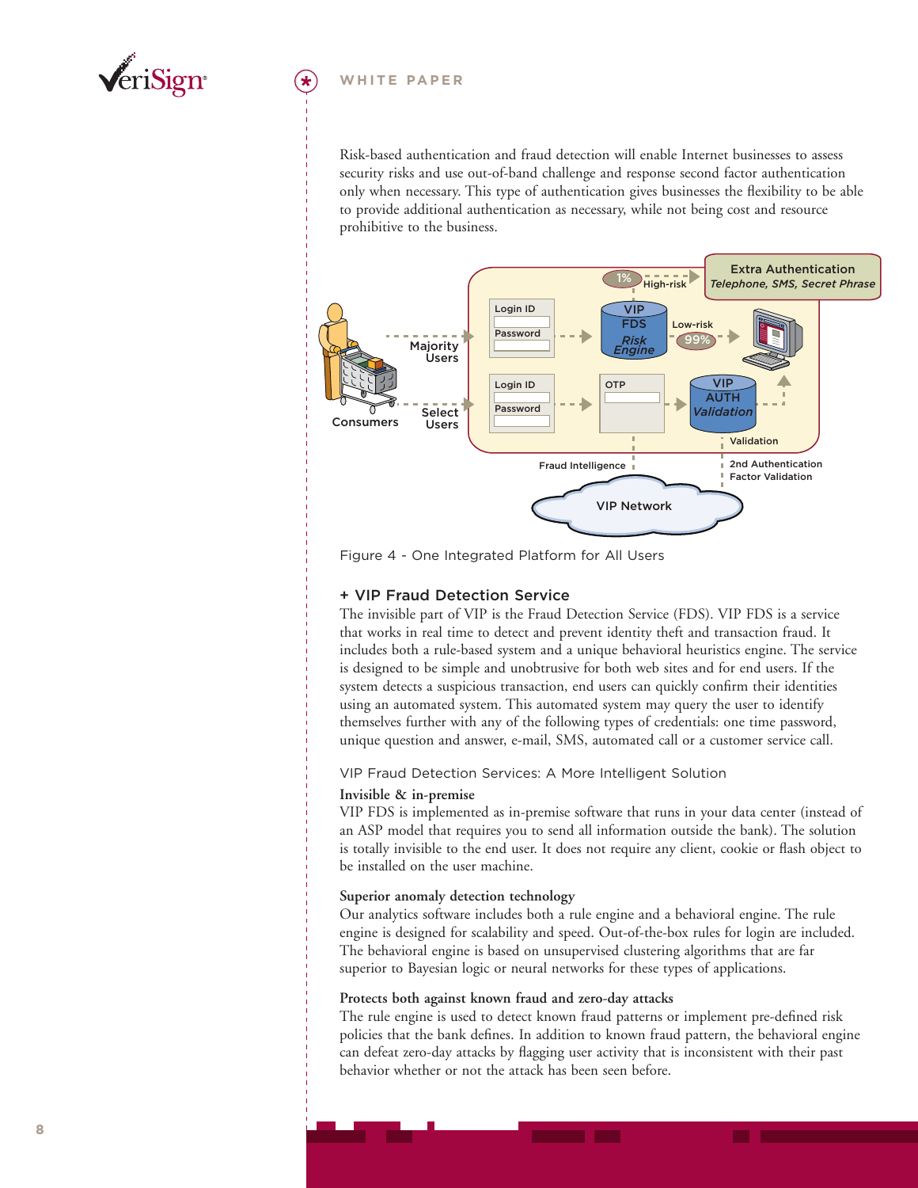Risk-based authentication and fraud detection will enable Internet businesses to assess security risks and use out-of-band challenge and response second factor authentication only when necessary. This type of authentication gives businesses the flexibility to be able to provide additional authentication as necessary, while not being cost and resource prohibitive to the business.

Figure 4 - One Integrated Platform for All Users

## + VIP Fraud Detection Service

The invisible part of VIP is the Fraud Detection Service (FDS). VIP FDS is a service that works in real time to detect and prevent identity theft and transaction fraud. It includes both a rule-based system and a unique behavioral heuristics engine. The service is designed to be simple and unobtrusive for both web sites and for end users. If the system detects a suspicious transaction, end users can quickly confirm their identities using an automated system. This automated system may query the user to identify themselves further with any of the following types of credentials: one time password, unique question and answer, e-mail, SMS, automated call or a customer service call.

### VIP Fraud Detection Services: A More Intelligent Solution

**Invisible & in-premise**

VIP FDS is implemented as in-premise software that runs in your data center (instead of an ASP model that requires you to send all information outside the bank). The solution is totally invisible to the end user. It does not require any client, cookie or flash object to be installed on the user machine.

**Superior anomaly detection technology**

Our analytics software includes both a rule engine and a behavioral engine. The rule engine is designed for scalability and speed. Out-of-the-box rules for login are included. The behavioral engine is based on unsupervised clustering algorithms that are far superior to Bayesian logic or neural networks for these types of applications.

**Protects both against known fraud and zero-day attacks**

The rule engine is used to detect known fraud patterns or implement pre-defined risk policies that the bank defines. In addition to known fraud pattern, the behavioral engine can defeat zero-day attacks by flagging user activity that is inconsistent with their past behavior whether or not the attack has been seen before.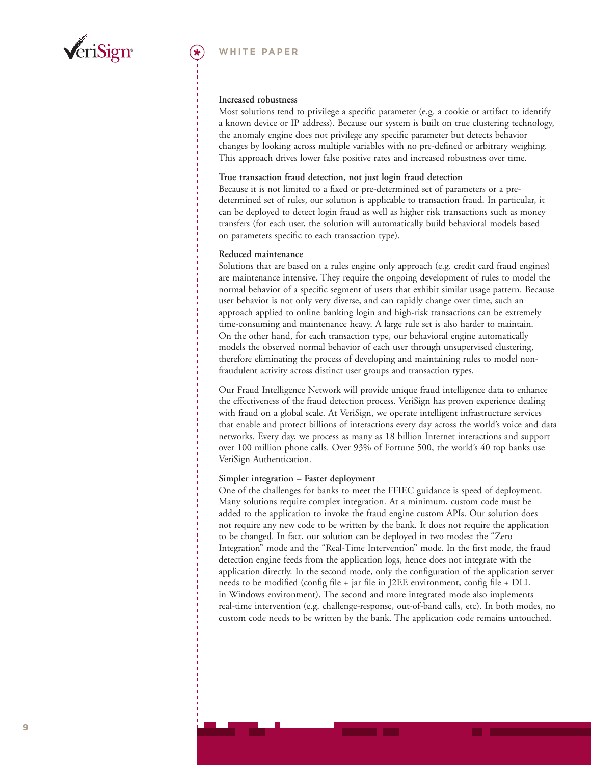**Increased robustness**

Most solutions tend to privilege a specific parameter (e.g. a cookie or artifact to identify a known device or IP address). Because our system is built on true clustering technology, the anomaly engine does not privilege any specific parameter but detects behavior changes by looking across multiple variables with no pre-defined or arbitrary weighing. This approach drives lower false positive rates and increased robustness over time.

**True transaction fraud detection, not just login fraud detection**

Because it is not limited to a fixed or pre-determined set of parameters or a pre-determined set of rules, our solution is applicable to transaction fraud. In particular, it can be deployed to detect login fraud as well as higher risk transactions such as money transfers (for each user, the solution will automatically build behavioral models based on parameters specific to each transaction type).

**Reduced maintenance**

Solutions that are based on a rules engine only approach (e.g. credit card fraud engines) are maintenance intensive. They require the ongoing development of rules to model the normal behavior of a specific segment of users that exhibit similar usage pattern. Because user behavior is not only very diverse, and can rapidly change over time, such an approach applied to online banking login and high-risk transactions can be extremely time-consuming and maintenance heavy. A large rule set is also harder to maintain. On the other hand, for each transaction type, our behavioral engine automatically models the observed normal behavior of each user through unsupervised clustering, therefore eliminating the process of developing and maintaining rules to model non-fraudulent activity across distinct user groups and transaction types.

Our Fraud Intelligence Network will provide unique fraud intelligence data to enhance the effectiveness of the fraud detection process. VeriSign has proven experience dealing with fraud on a global scale. At VeriSign, we operate intelligent infrastructure services that enable and protect billions of interactions every day across the world's voice and data networks. Every day, we process as many as 18 billion Internet interactions and support over 100 million phone calls. Over 93% of Fortune 500, the world's 40 top banks use VeriSign Authentication.

**Simpler integration – Faster deployment**

One of the challenges for banks to meet the FFIEC guidance is speed of deployment. Many solutions require complex integration. At a minimum, custom code must be added to the application to invoke the fraud engine custom APIs. Our solution does not require any new code to be written by the bank. It does not require the application to be changed. In fact, our solution can be deployed in two modes: the "Zero Integration" mode and the "Real-Time Intervention" mode. In the first mode, the fraud detection engine feeds from the application logs, hence does not integrate with the application directly. In the second mode, only the configuration of the application server needs to be modified (config file + jar file in J2EE environment, config file + DLL in Windows environment). The second and more integrated mode also implements real-time intervention (e.g. challenge-response, out-of-band calls, etc). In both modes, no custom code needs to be written by the bank. The application code remains untouched.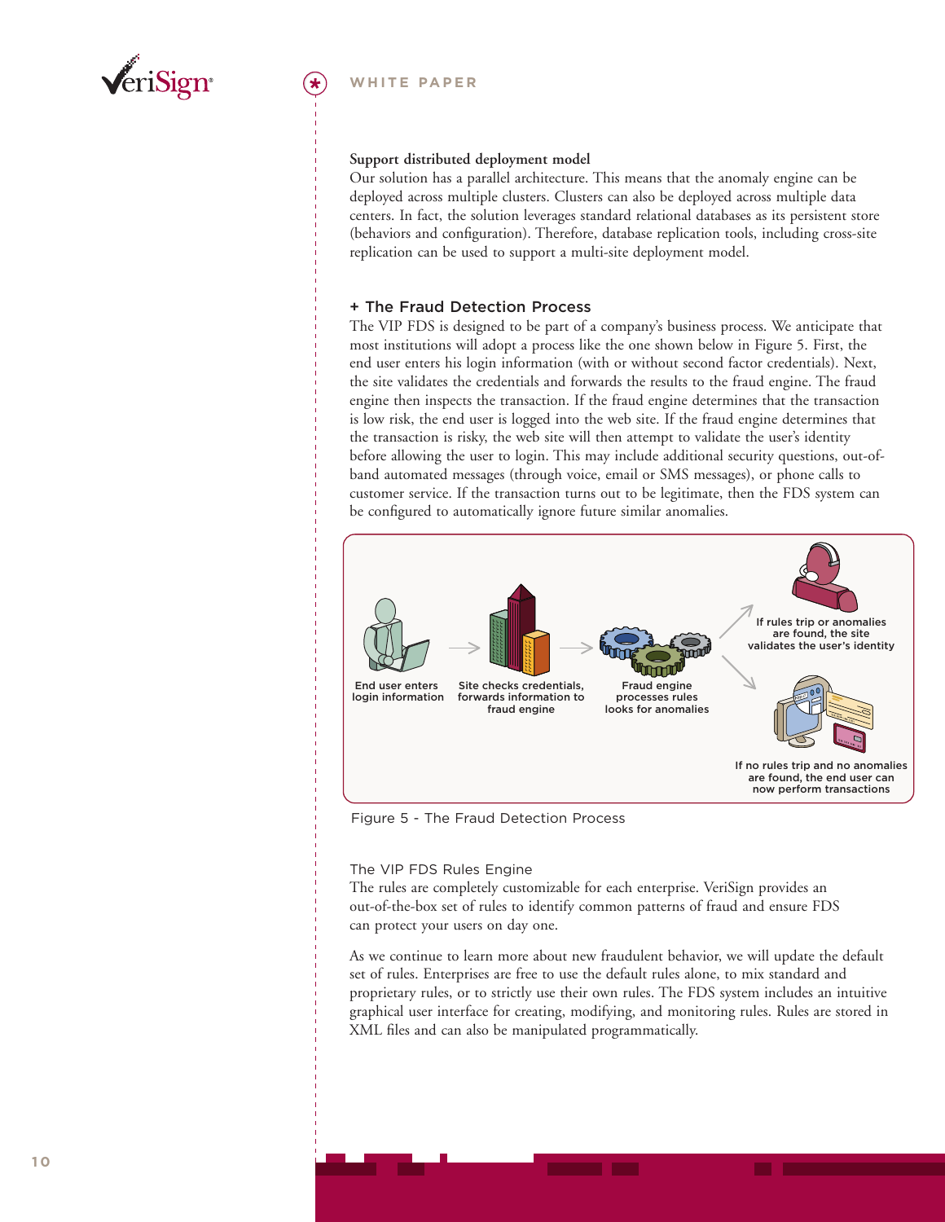**Support distributed deployment model**

Our solution has a parallel architecture. This means that the anomaly engine can be deployed across multiple clusters. Clusters can also be deployed across multiple data centers. In fact, the solution leverages standard relational databases as its persistent store (behaviors and configuration). Therefore, database replication tools, including cross-site replication can be used to support a multi-site deployment model.

## + The Fraud Detection Process

The VIP FDS is designed to be part of a company's business process. We anticipate that most institutions will adopt a process like the one shown below in Figure 5. First, the end user enters his login information (with or without second factor credentials). Next, the site validates the credentials and forwards the results to the fraud engine. The fraud engine then inspects the transaction. If the fraud engine determines that the transaction is low risk, the end user is logged into the web site. If the fraud engine determines that the transaction is risky, the web site will then attempt to validate the user's identity before allowing the user to login. This may include additional security questions, out-of-band automated messages (through voice, email or SMS messages), or phone calls to customer service. If the transaction turns out to be legitimate, then the FDS system can be configured to automatically ignore future similar anomalies.

End user enters login information

Site checks credentials, forwards information to fraud engine

Fraud engine processes rules looks for anomalies

If rules trip or anomalies are found, the site validates the user's identity

If no rules trip and no anomalies are found, the end user can now perform transactions

Figure 5 - The Fraud Detection Process

### The VIP FDS Rules Engine

The rules are completely customizable for each enterprise. VeriSign provides an out-of-the-box set of rules to identify common patterns of fraud and ensure FDS can protect your users on day one.

As we continue to learn more about new fraudulent behavior, we will update the default set of rules. Enterprises are free to use the default rules alone, to mix standard and proprietary rules, or to strictly use their own rules. The FDS system includes an intuitive graphical user interface for creating, modifying, and monitoring rules. Rules are stored in XML files and can also be manipulated programmatically.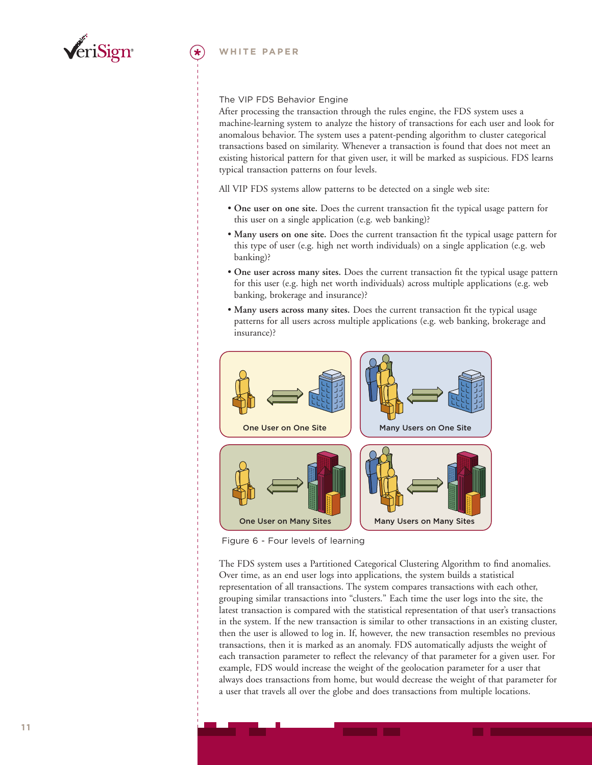### The VIP FDS Behavior Engine

After processing the transaction through the rules engine, the FDS system uses a machine-learning system to analyze the history of transactions for each user and look for anomalous behavior. The system uses a patent-pending algorithm to cluster categorical transactions based on similarity. Whenever a transaction is found that does not meet an existing historical pattern for that given user, it will be marked as suspicious. FDS learns typical transaction patterns on four levels.

All VIP FDS systems allow patterns to be detected on a single web site:

- **One user on one site.** Does the current transaction fit the typical usage pattern for this user on a single application (e.g. web banking)?
- **Many users on one site.** Does the current transaction fit the typical usage pattern for this type of user (e.g. high net worth individuals) on a single application (e.g. web banking)?
- **One user across many sites.** Does the current transaction fit the typical usage pattern for this user (e.g. high net worth individuals) across multiple applications (e.g. web banking, brokerage and insurance)?
- **Many users across many sites.** Does the current transaction fit the typical usage patterns for all users across multiple applications (e.g. web banking, brokerage and insurance)?

One User on One Site

Many Users on One Site

One User on Many Sites

Many Users on Many Sites

Figure 6 - Four levels of learning

The FDS system uses a Partitioned Categorical Clustering Algorithm to find anomalies. Over time, as an end user logs into applications, the system builds a statistical representation of all transactions. The system compares transactions with each other, grouping similar transactions into "clusters." Each time the user logs into the site, the latest transaction is compared with the statistical representation of that user's transactions in the system. If the new transaction is similar to other transactions in an existing cluster, then the user is allowed to log in. If, however, the new transaction resembles no previous transactions, then it is marked as an anomaly. FDS automatically adjusts the weight of each transaction parameter to reflect the relevancy of that parameter for a given user. For example, FDS would increase the weight of the geolocation parameter for a user that always does transactions from home, but would decrease the weight of that parameter for a user that travels all over the globe and does transactions from multiple locations.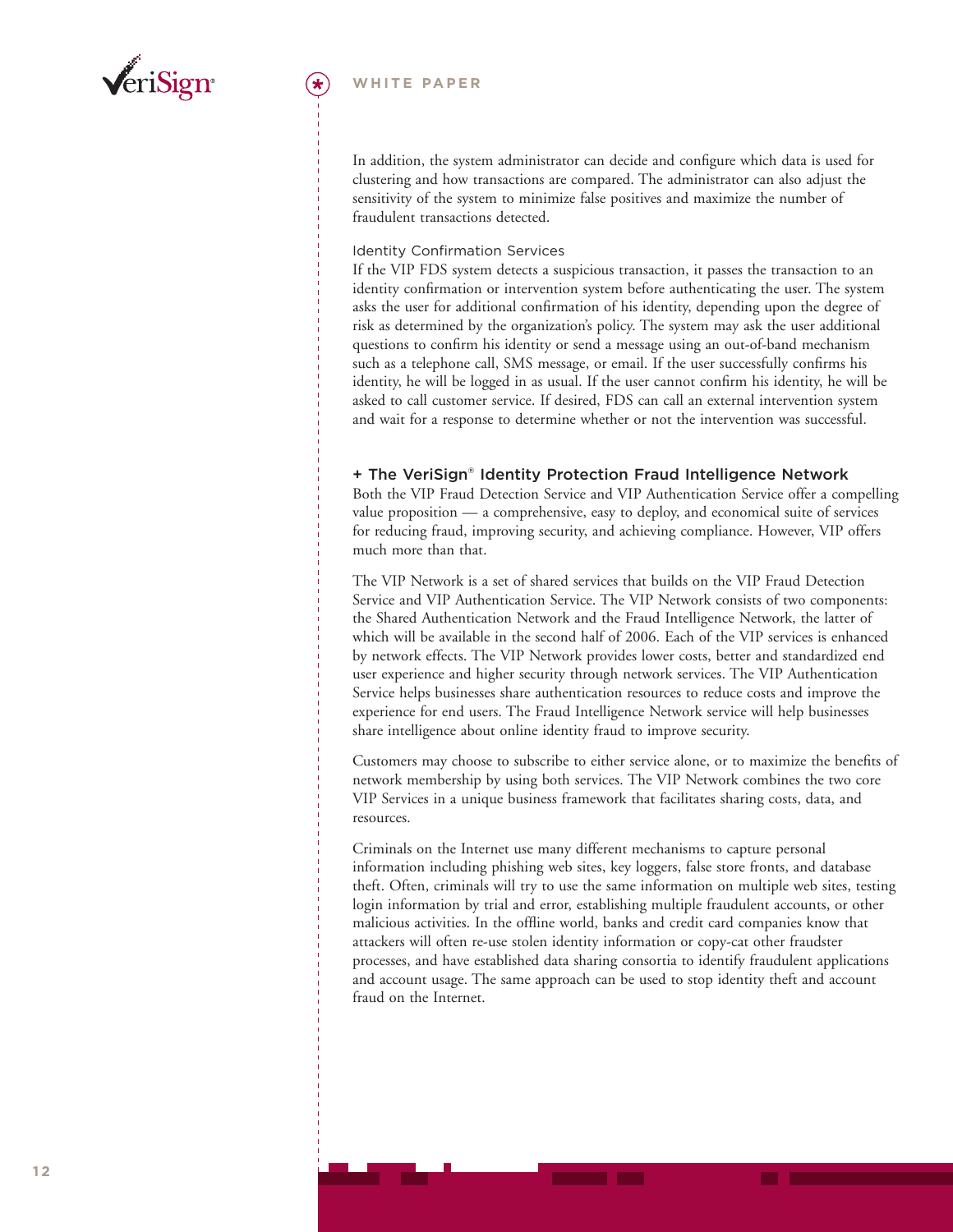In addition, the system administrator can decide and configure which data is used for clustering and how transactions are compared. The administrator can also adjust the sensitivity of the system to minimize false positives and maximize the number of fraudulent transactions detected.

### Identity Confirmation Services

If the VIP FDS system detects a suspicious transaction, it passes the transaction to an identity confirmation or intervention system before authenticating the user. The system asks the user for additional confirmation of his identity, depending upon the degree of risk as determined by the organization's policy. The system may ask the user additional questions to confirm his identity or send a message using an out-of-band mechanism such as a telephone call, SMS message, or email. If the user successfully confirms his identity, he will be logged in as usual. If the user cannot confirm his identity, he will be asked to call customer service. If desired, FDS can call an external intervention system and wait for a response to determine whether or not the intervention was successful.

## + The VeriSign® Identity Protection Fraud Intelligence Network

Both the VIP Fraud Detection Service and VIP Authentication Service offer a compelling value proposition — a comprehensive, easy to deploy, and economical suite of services for reducing fraud, improving security, and achieving compliance. However, VIP offers much more than that.

The VIP Network is a set of shared services that builds on the VIP Fraud Detection Service and VIP Authentication Service. The VIP Network consists of two components: the Shared Authentication Network and the Fraud Intelligence Network, the latter of which will be available in the second half of 2006. Each of the VIP services is enhanced by network effects. The VIP Network provides lower costs, better and standardized end user experience and higher security through network services. The VIP Authentication Service helps businesses share authentication resources to reduce costs and improve the experience for end users. The Fraud Intelligence Network service will help businesses share intelligence about online identity fraud to improve security.

Customers may choose to subscribe to either service alone, or to maximize the benefits of network membership by using both services. The VIP Network combines the two core VIP Services in a unique business framework that facilitates sharing costs, data, and resources.

Criminals on the Internet use many different mechanisms to capture personal information including phishing web sites, key loggers, false store fronts, and database theft. Often, criminals will try to use the same information on multiple web sites, testing login information by trial and error, establishing multiple fraudulent accounts, or other malicious activities. In the offline world, banks and credit card companies know that attackers will often re-use stolen identity information or copy-cat other fraudster processes, and have established data sharing consortia to identify fraudulent applications and account usage. The same approach can be used to stop identity theft and account fraud on the Internet.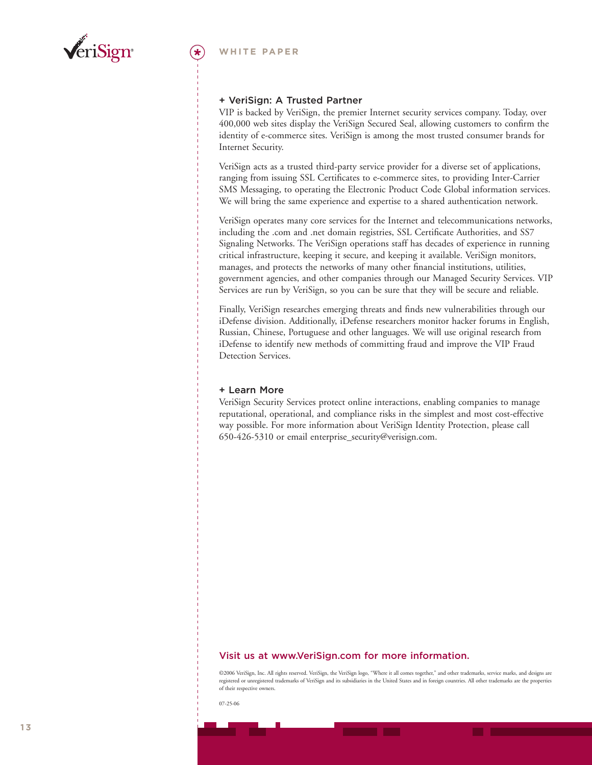## + VeriSign: A Trusted Partner

VIP is backed by VeriSign, the premier Internet security services company. Today, over 400,000 web sites display the VeriSign Secured Seal, allowing customers to confirm the identity of e-commerce sites. VeriSign is among the most trusted consumer brands for Internet Security.

VeriSign acts as a trusted third-party service provider for a diverse set of applications, ranging from issuing SSL Certificates to e-commerce sites, to providing Inter-Carrier SMS Messaging, to operating the Electronic Product Code Global information services. We will bring the same experience and expertise to a shared authentication network.

VeriSign operates many core services for the Internet and telecommunications networks, including the .com and .net domain registries, SSL Certificate Authorities, and SS7 Signaling Networks. The VeriSign operations staff has decades of experience in running critical infrastructure, keeping it secure, and keeping it available. VeriSign monitors, manages, and protects the networks of many other financial institutions, utilities, government agencies, and other companies through our Managed Security Services. VIP Services are run by VeriSign, so you can be sure that they will be secure and reliable.

Finally, VeriSign researches emerging threats and finds new vulnerabilities through our iDefense division. Additionally, iDefense researchers monitor hacker forums in English, Russian, Chinese, Portuguese and other languages. We will use original research from iDefense to identify new methods of committing fraud and improve the VIP Fraud Detection Services.

## + Learn More

VeriSign Security Services protect online interactions, enabling companies to manage reputational, operational, and compliance risks in the simplest and most cost-effective way possible. For more information about VeriSign Identity Protection, please call 650-426-5310 or email enterprise_security@verisign.com.

Visit us at www.VeriSign.com for more information.

©2006 VeriSign, Inc. All rights reserved. VeriSign, the VeriSign logo, "Where it all comes together," and other trademarks, service marks, and designs are registered or unregistered trademarks of VeriSign and its subsidiaries in the United States and in foreign countries. All other trademarks are the properties of their respective owners.

07-25-06